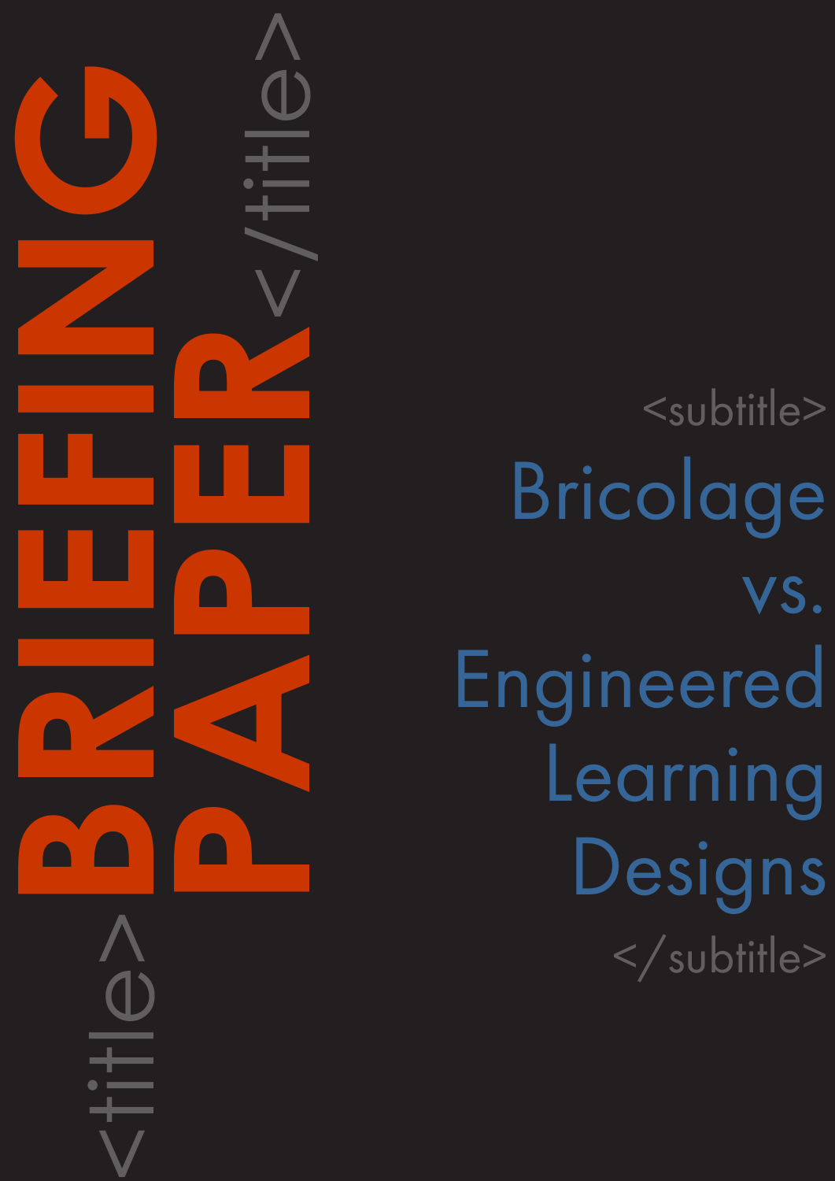<title>

# BRIEFING PAPER

</title>

<subtitle>

## Bricolage vs. Engineered Learning Designs

</subtitle>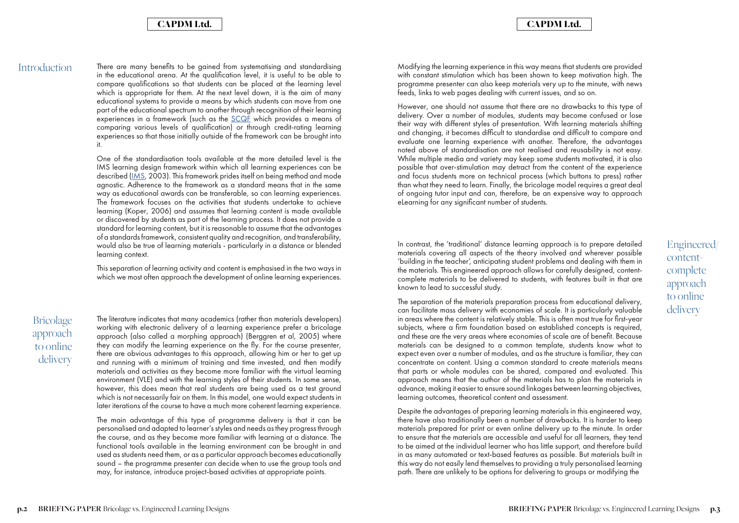## Introduction

There are many benefits to be gained from systematising and standardising in the educational arena. At the qualification level, it is useful to be able to compare qualifications so that students can be placed at the learning level which is appropriate for them. At the next level down, it is the aim of many educational systems to provide a means by which students can move from one part of the educational spectrum to another through recognition of their learning experiences in a framework (such as the SCQF which provides a means of comparing various levels of qualification) or through credit-rating learning experiences so that those initially outside of the framework can be brought into it.

One of the standardisation tools available at the more detailed level is the IMS learning design framework within which all learning experiences can be described (IMS, 2003). This framework prides itself on being method and mode agnostic. Adherence to the framework as a standard means that in the same way as educational awards can be transferable, so can learning experiences. The framework focuses on the activities that students undertake to achieve learning (Koper, 2006) and assumes that learning content is made available or discovered by students as part of the learning process. It does not provide a standard for learning content, but it is reasonable to assume that the advantages of a standards framework, consistent quality and recognition, and transferability, would also be true of learning materials - particularly in a distance or blended learning context.

This separation of learning activity and content is emphasised in the two ways in which we most often approach the development of online learning experiences.

## Bricolage approach to online delivery

The literature indicates that many academics (rather than materials developers) working with electronic delivery of a learning experience prefer a bricolage approach (also called a morphing approach) (Berggren et al, 2005) where they can modify the learning experience on the fly. For the course presenter, there are obvious advantages to this approach, allowing him or her to get up and running with a minimum of training and time invested, and then modify materials and activities as they become more familiar with the virtual learning environment (VLE) and with the learning styles of their students. In some sense, however, this does mean that real students are being used as a test ground which is not necessarily fair on them. In this model, one would expect students in later iterations of the course to have a much more coherent learning experience.

The main advantage of this type of programme delivery is that it can be personalised and adapted to learner's styles and needs as they progress through the course, and as they become more familiar with learning at a distance. The functional tools available in the learning environment can be brought in and used as students need them, or as a particular approach becomes educationally sound – the programme presenter can decide when to use the group tools and may, for instance, introduce project-based activities at appropriate points.

Modifying the learning experience in this way means that students are provided with constant stimulation which has been shown to keep motivation high. The programme presenter can also keep materials very up to the minute, with news feeds, links to web pages dealing with current issues, and so on.

However, one should not assume that there are no drawbacks to this type of delivery. Over a number of modules, students may become confused or lose their way with different styles of presentation. With learning materials shifting and changing, it becomes difficult to standardise and difficult to compare and evaluate one learning experience with another. Therefore, the advantages noted above of standardisation are not realised and reusability is not easy. While multiple media and variety may keep some students motivated, it is also possible that over-stimulation may detract from the content of the experience and focus students more on technical process (which buttons to press) rather than what they need to learn. Finally, the bricolage model requires a great deal of ongoing tutor input and can, therefore, be an expensive way to approach eLearning for any significant number of students.

## Engineered/content-complete approach to online delivery

In contrast, the 'traditional' distance learning approach is to prepare detailed materials covering all aspects of the theory involved and wherever possible 'building in the teacher', anticipating student problems and dealing with them in the materials. This engineered approach allows for carefully designed, content-complete materials to be delivered to students, with features built in that are known to lead to successful study.

The separation of the materials preparation process from educational delivery, can facilitate mass delivery with economies of scale. It is particularly valuable in areas where the content is relatively stable. This is often most true for first-year subjects, where a firm foundation based on established concepts is required, and these are the very areas where economies of scale are of benefit. Because materials can be designed to a common template, students know what to expect even over a number of modules, and as the structure is familiar, they can concentrate on content. Using a common standard to create materials means that parts or whole modules can be shared, compared and evaluated. This approach means that the author of the materials has to plan the materials in advance, making it easier to ensure sound linkages between learning objectives, learning outcomes, theoretical content and assessment.

Despite the advantages of preparing learning materials in this engineered way, there have also traditionally been a number of drawbacks. It is harder to keep materials prepared for print or even online delivery up to the minute. In order to ensure that the materials are accessible and useful for all learners, they tend to be aimed at the individual learner who has little support, and therefore build in as many automated or text-based features as possible. But materials built in this way do not easily lend themselves to providing a truly personalised learning path. There are unlikely to be options for delivering to groups or modifying the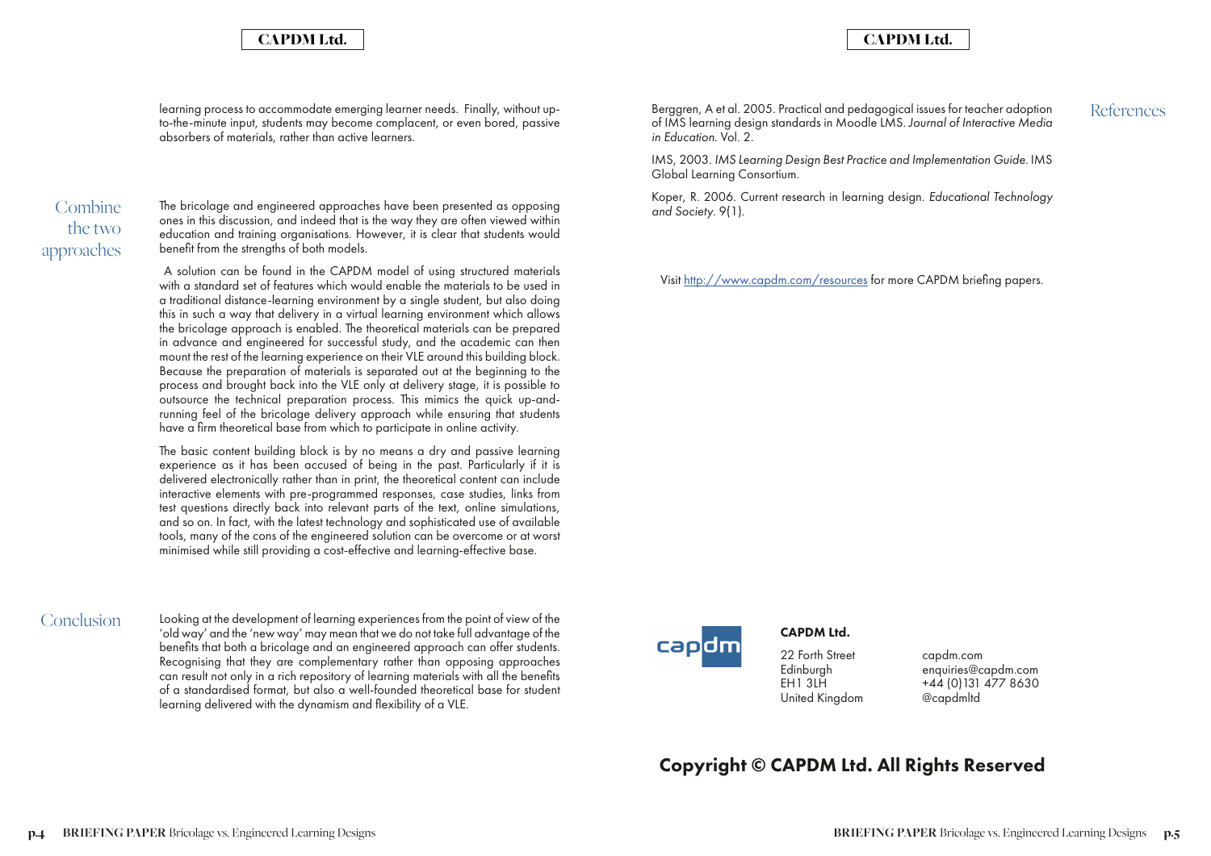learning process to accommodate emerging learner needs. Finally, without up-to-the-minute input, students may become complacent, or even bored, passive absorbers of materials, rather than active learners.

## Combine the two approaches

The bricolage and engineered approaches have been presented as opposing ones in this discussion, and indeed that is the way they are often viewed within education and training organisations. However, it is clear that students would benefit from the strengths of both models.

A solution can be found in the CAPDM model of using structured materials with a standard set of features which would enable the materials to be used in a traditional distance-learning environment by a single student, but also doing this in such a way that delivery in a virtual learning environment which allows the bricolage approach is enabled. The theoretical materials can be prepared in advance and engineered for successful study, and the academic can then mount the rest of the learning experience on their VLE around this building block. Because the preparation of materials is separated out at the beginning to the process and brought back into the VLE only at delivery stage, it is possible to outsource the technical preparation process. This mimics the quick up-and-running feel of the bricolage delivery approach while ensuring that students have a firm theoretical base from which to participate in online activity.

The basic content building block is by no means a dry and passive learning experience as it has been accused of being in the past. Particularly if it is delivered electronically rather than in print, the theoretical content can include interactive elements with pre-programmed responses, case studies, links from test questions directly back into relevant parts of the text, online simulations, and so on. In fact, with the latest technology and sophisticated use of available tools, many of the cons of the engineered solution can be overcome or at worst minimised while still providing a cost-effective and learning-effective base.

## Conclusion

Looking at the development of learning experiences from the point of view of the 'old way' and the 'new way' may mean that we do not take full advantage of the benefits that both a bricolage and an engineered approach can offer students. Recognising that they are complementary rather than opposing approaches can result not only in a rich repository of learning materials with all the benefits of a standardised format, but also a well-founded theoretical base for student learning delivered with the dynamism and flexibility of a VLE.

## References

Berggren, A et al. 2005. Practical and pedagogical issues for teacher adoption of IMS learning design standards in Moodle LMS. *Journal of Interactive Media in Education.* Vol. 2.

IMS, 2003. *IMS Learning Design Best Practice and Implementation Guide.* IMS Global Learning Consortium.

Koper, R. 2006. Current research in learning design. *Educational Technology and Society.* 9(1).

Visit http://www.capdm.com/resources for more CAPDM briefing papers.

**CAPDM Ltd.**

22 Forth Street
Edinburgh
EH1 3LH
United Kingdom

capdm.com
enquiries@capdm.com
+44 (0)131 477 8630
@capdmltd

**Copyright © CAPDM Ltd. All Rights Reserved**